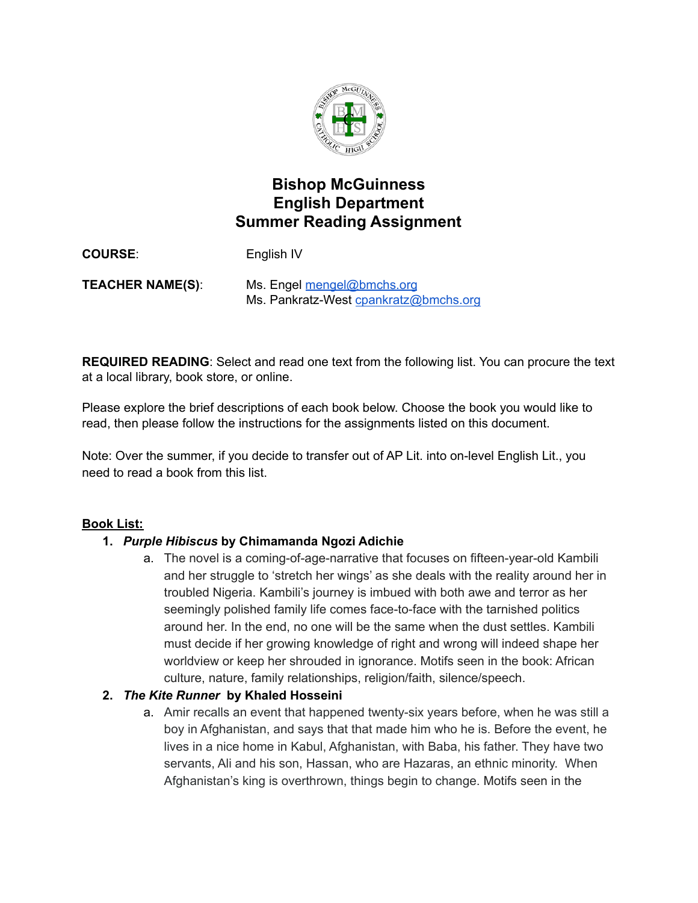# Bishop McGuinness
# English Department
# Summer Reading Assignment

**COURSE**: English IV

**TEACHER NAME(S)**: Ms. Engel mengel@bmchs.org
Ms. Pankratz-West cpankratz@bmchs.org

**REQUIRED READING**: Select and read one text from the following list. You can procure the text at a local library, book store, or online.

Please explore the brief descriptions of each book below. Choose the book you would like to read, then please follow the instructions for the assignments listed on this document.

Note: Over the summer, if you decide to transfer out of AP Lit. into on-level English Lit., you need to read a book from this list.

**<u>Book List:</u>**

1. ***Purple Hibiscus* by Chimamanda Ngozi Adichie**
   a. The novel is a coming-of-age-narrative that focuses on fifteen-year-old Kambili and her struggle to 'stretch her wings' as she deals with the reality around her in troubled Nigeria. Kambili's journey is imbued with both awe and terror as her seemingly polished family life comes face-to-face with the tarnished politics around her. In the end, no one will be the same when the dust settles. Kambili must decide if her growing knowledge of right and wrong will indeed shape her worldview or keep her shrouded in ignorance. Motifs seen in the book: African culture, nature, family relationships, religion/faith, silence/speech.
2. ***The Kite Runner* by Khaled Hosseini**
   a. Amir recalls an event that happened twenty-six years before, when he was still a boy in Afghanistan, and says that that made him who he is. Before the event, he lives in a nice home in Kabul, Afghanistan, with Baba, his father. They have two servants, Ali and his son, Hassan, who are Hazaras, an ethnic minority. When Afghanistan's king is overthrown, things begin to change. Motifs seen in the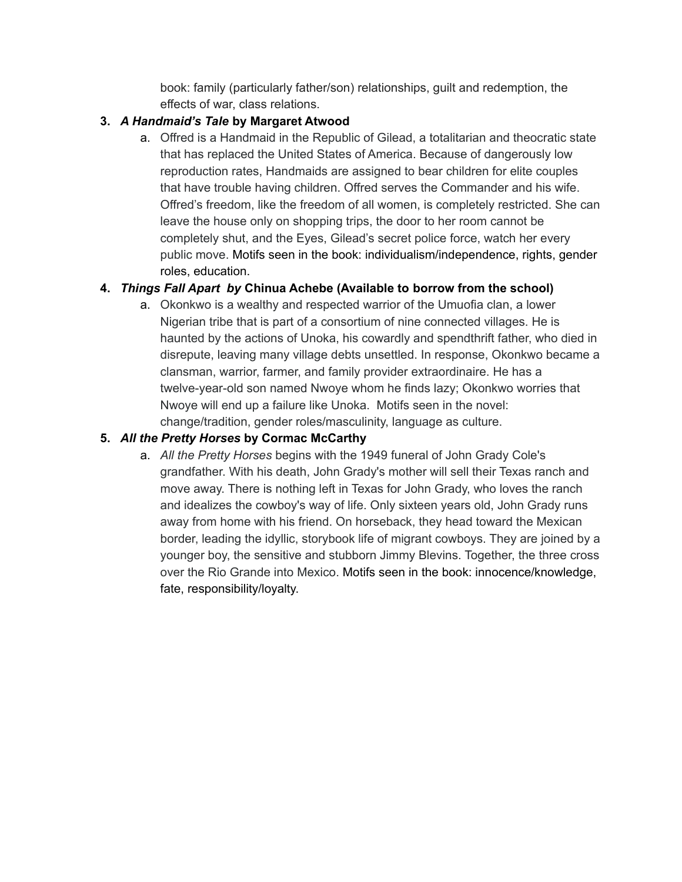book: family (particularly father/son) relationships, guilt and redemption, the effects of war, class relations.

3. ***A Handmaid's Tale* by Margaret Atwood**
    a. Offred is a Handmaid in the Republic of Gilead, a totalitarian and theocratic state that has replaced the United States of America. Because of dangerously low reproduction rates, Handmaids are assigned to bear children for elite couples that have trouble having children. Offred serves the Commander and his wife. Offred's freedom, like the freedom of all women, is completely restricted. She can leave the house only on shopping trips, the door to her room cannot be completely shut, and the Eyes, Gilead's secret police force, watch her every public move. Motifs seen in the book: individualism/independence, rights, gender roles, education.

4. ***Things Fall Apart by* Chinua Achebe (Available to borrow from the school)**
    a. Okonkwo is a wealthy and respected warrior of the Umuofia clan, a lower Nigerian tribe that is part of a consortium of nine connected villages. He is haunted by the actions of Unoka, his cowardly and spendthrift father, who died in disrepute, leaving many village debts unsettled. In response, Okonkwo became a clansman, warrior, farmer, and family provider extraordinaire. He has a twelve-year-old son named Nwoye whom he finds lazy; Okonkwo worries that Nwoye will end up a failure like Unoka. Motifs seen in the novel: change/tradition, gender roles/masculinity, language as culture.

5. ***All the Pretty Horses* by Cormac McCarthy**
    a. *All the Pretty Horses* begins with the 1949 funeral of John Grady Cole's grandfather. With his death, John Grady's mother will sell their Texas ranch and move away. There is nothing left in Texas for John Grady, who loves the ranch and idealizes the cowboy's way of life. Only sixteen years old, John Grady runs away from home with his friend. On horseback, they head toward the Mexican border, leading the idyllic, storybook life of migrant cowboys. They are joined by a younger boy, the sensitive and stubborn Jimmy Blevins. Together, the three cross over the Rio Grande into Mexico. Motifs seen in the book: innocence/knowledge, fate, responsibility/loyalty.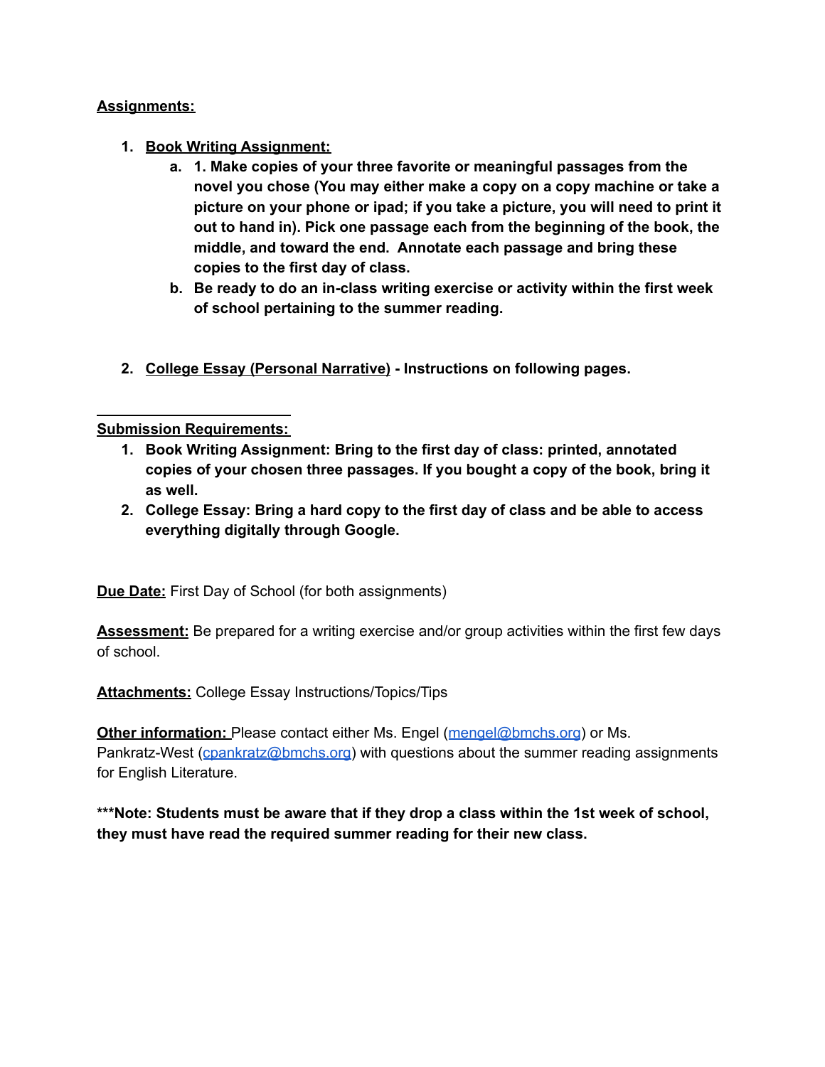**<u>Assignments:</u>**

1. **<u>Book Writing Assignment:</u>**
    a. **1. Make copies of your three favorite or meaningful passages from the novel you chose (You may either make a copy on a copy machine or take a picture on your phone or ipad; if you take a picture, you will need to print it out to hand in). Pick one passage each from the beginning of the book, the middle, and toward the end.  Annotate each passage and bring these copies to the first day of class.**
    b. **Be ready to do an in-class writing exercise or activity within the first week of school pertaining to the summer reading.**

2. **<u>College Essay (Personal Narrative)</u> - Instructions on following pages.**

---

**<u>Submission Requirements:</u>**

1. **Book Writing Assignment: Bring to the first day of class: printed, annotated copies of your chosen three passages. If you bought a copy of the book, bring it as well.**
2. **College Essay: Bring a hard copy to the first day of class and be able to access everything digitally through Google.**

**<u>Due Date:</u>** First Day of School (for both assignments)

**<u>Assessment:</u>** Be prepared for a writing exercise and/or group activities within the first few days of school.

**<u>Attachments:</u>** College Essay Instructions/Topics/Tips

**<u>Other information:</u>** Please contact either Ms. Engel (mengel@bmchs.org) or Ms. Pankratz-West (cpankratz@bmchs.org) with questions about the summer reading assignments for English Literature.

**\*\*\*Note: Students must be aware that if they drop a class within the 1st week of school, they must have read the required summer reading for their new class.**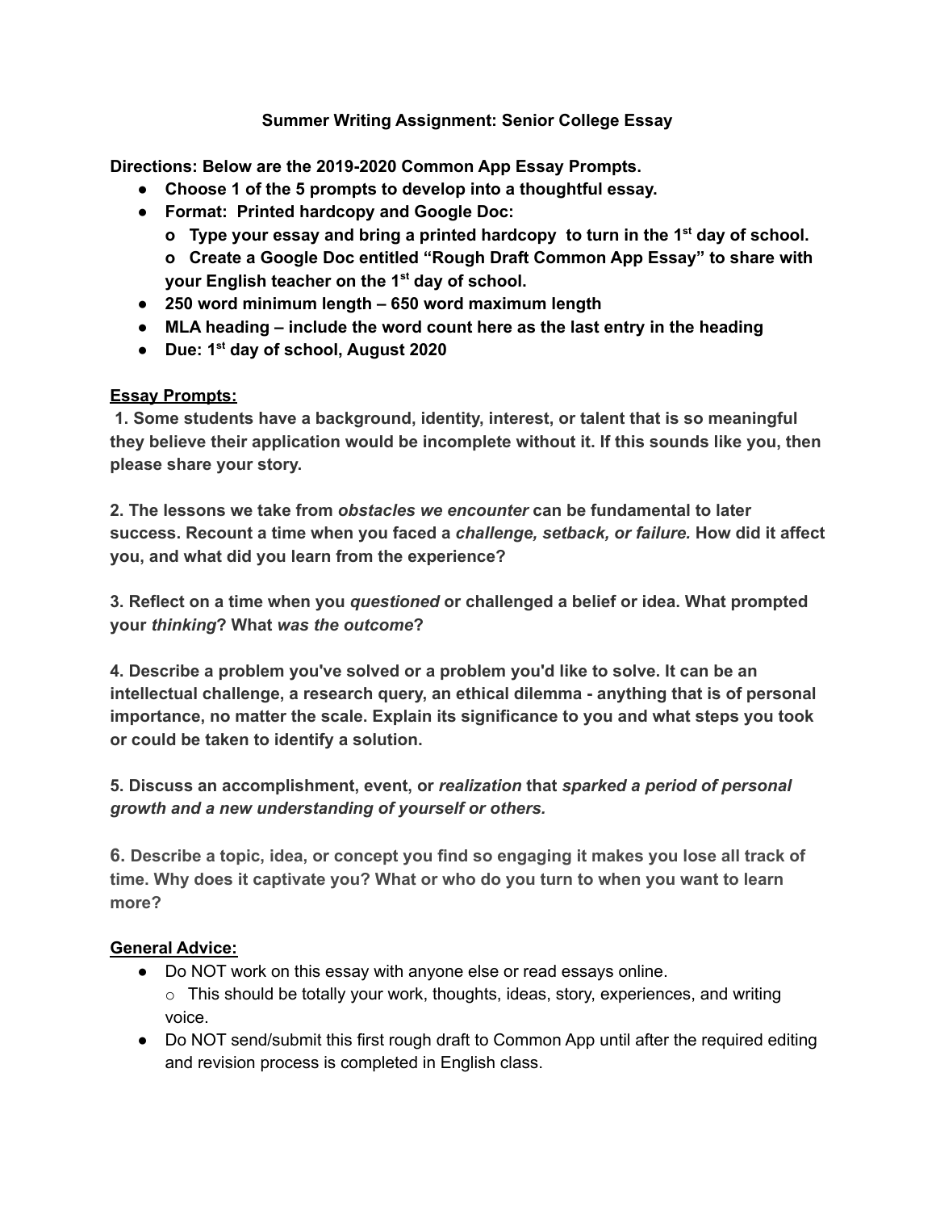**Summer Writing Assignment: Senior College Essay**

**Directions: Below are the 2019-2020 Common App Essay Prompts.**

- **Choose 1 of the 5 prompts to develop into a thoughtful essay.**
- **Format: Printed hardcopy and Google Doc:**
  - **Type your essay and bring a printed hardcopy to turn in the 1st day of school.**
  - **Create a Google Doc entitled "Rough Draft Common App Essay" to share with your English teacher on the 1st day of school.**
- **250 word minimum length – 650 word maximum length**
- **MLA heading – include the word count here as the last entry in the heading**
- **Due: 1st day of school, August 2020**

**<u>Essay Prompts:</u>**

**1. Some students have a background, identity, interest, or talent that is so meaningful they believe their application would be incomplete without it. If this sounds like you, then please share your story.**

**2. The lessons we take from *obstacles we encounter* can be fundamental to later success. Recount a time when you faced a *challenge, setback, or failure.* How did it affect you, and what did you learn from the experience?**

**3. Reflect on a time when you *questioned* or challenged a belief or idea. What prompted your *thinking*? What *was the outcome*?**

**4. Describe a problem you've solved or a problem you'd like to solve. It can be an intellectual challenge, a research query, an ethical dilemma - anything that is of personal importance, no matter the scale. Explain its significance to you and what steps you took or could be taken to identify a solution.**

**5. Discuss an accomplishment, event, or *realization* that *sparked a period of personal growth and a new understanding of yourself or others.***

**6. Describe a topic, idea, or concept you find so engaging it makes you lose all track of time. Why does it captivate you? What or who do you turn to when you want to learn more?**

**<u>General Advice:</u>**

- Do NOT work on this essay with anyone else or read essays online.
  - This should be totally your work, thoughts, ideas, story, experiences, and writing voice.
- Do NOT send/submit this first rough draft to Common App until after the required editing and revision process is completed in English class.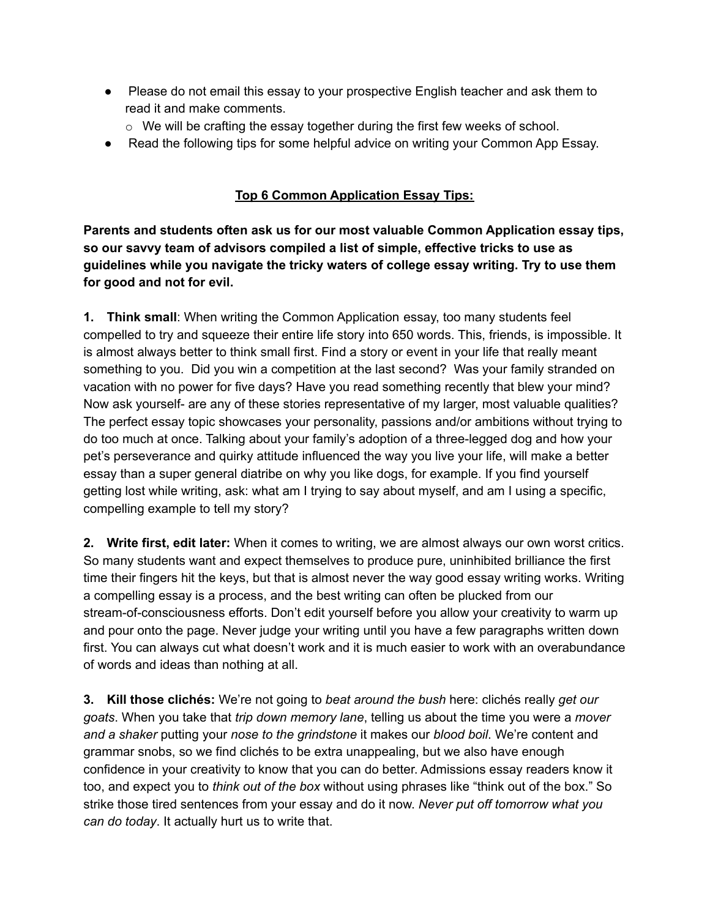- Please do not email this essay to your prospective English teacher and ask them to read it and make comments.
  - We will be crafting the essay together during the first few weeks of school.
- Read the following tips for some helpful advice on writing your Common App Essay.

## Top 6 Common Application Essay Tips:

**Parents and students often ask us for our most valuable Common Application essay tips, so our savvy team of advisors compiled a list of simple, effective tricks to use as guidelines while you navigate the tricky waters of college essay writing. Try to use them for good and not for evil.**

**1. Think small**: When writing the Common Application essay, too many students feel compelled to try and squeeze their entire life story into 650 words. This, friends, is impossible. It is almost always better to think small first. Find a story or event in your life that really meant something to you. Did you win a competition at the last second? Was your family stranded on vacation with no power for five days? Have you read something recently that blew your mind? Now ask yourself- are any of these stories representative of my larger, most valuable qualities? The perfect essay topic showcases your personality, passions and/or ambitions without trying to do too much at once. Talking about your family's adoption of a three-legged dog and how your pet's perseverance and quirky attitude influenced the way you live your life, will make a better essay than a super general diatribe on why you like dogs, for example. If you find yourself getting lost while writing, ask: what am I trying to say about myself, and am I using a specific, compelling example to tell my story?

**2. Write first, edit later:** When it comes to writing, we are almost always our own worst critics. So many students want and expect themselves to produce pure, uninhibited brilliance the first time their fingers hit the keys, but that is almost never the way good essay writing works. Writing a compelling essay is a process, and the best writing can often be plucked from our stream-of-consciousness efforts. Don't edit yourself before you allow your creativity to warm up and pour onto the page. Never judge your writing until you have a few paragraphs written down first. You can always cut what doesn't work and it is much easier to work with an overabundance of words and ideas than nothing at all.

**3. Kill those clichés:** We're not going to *beat around the bush* here: clichés really *get our goats*. When you take that *trip down memory lane*, telling us about the time you were a *mover and a shaker* putting your *nose to the grindstone* it makes our *blood boil*. We're content and grammar snobs, so we find clichés to be extra unappealing, but we also have enough confidence in your creativity to know that you can do better. Admissions essay readers know it too, and expect you to *think out of the box* without using phrases like "think out of the box." So strike those tired sentences from your essay and do it now. *Never put off tomorrow what you can do today*. It actually hurt us to write that.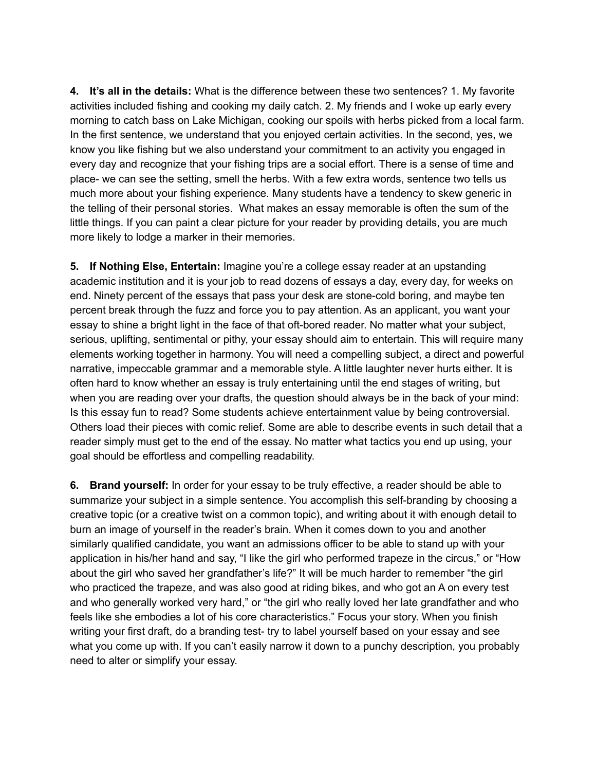**4. It's all in the details:** What is the difference between these two sentences? 1. My favorite activities included fishing and cooking my daily catch. 2. My friends and I woke up early every morning to catch bass on Lake Michigan, cooking our spoils with herbs picked from a local farm. In the first sentence, we understand that you enjoyed certain activities. In the second, yes, we know you like fishing but we also understand your commitment to an activity you engaged in every day and recognize that your fishing trips are a social effort. There is a sense of time and place- we can see the setting, smell the herbs. With a few extra words, sentence two tells us much more about your fishing experience. Many students have a tendency to skew generic in the telling of their personal stories. What makes an essay memorable is often the sum of the little things. If you can paint a clear picture for your reader by providing details, you are much more likely to lodge a marker in their memories.

**5. If Nothing Else, Entertain:** Imagine you're a college essay reader at an upstanding academic institution and it is your job to read dozens of essays a day, every day, for weeks on end. Ninety percent of the essays that pass your desk are stone-cold boring, and maybe ten percent break through the fuzz and force you to pay attention. As an applicant, you want your essay to shine a bright light in the face of that oft-bored reader. No matter what your subject, serious, uplifting, sentimental or pithy, your essay should aim to entertain. This will require many elements working together in harmony. You will need a compelling subject, a direct and powerful narrative, impeccable grammar and a memorable style. A little laughter never hurts either. It is often hard to know whether an essay is truly entertaining until the end stages of writing, but when you are reading over your drafts, the question should always be in the back of your mind: Is this essay fun to read? Some students achieve entertainment value by being controversial. Others load their pieces with comic relief. Some are able to describe events in such detail that a reader simply must get to the end of the essay. No matter what tactics you end up using, your goal should be effortless and compelling readability.

**6. Brand yourself:** In order for your essay to be truly effective, a reader should be able to summarize your subject in a simple sentence. You accomplish this self-branding by choosing a creative topic (or a creative twist on a common topic), and writing about it with enough detail to burn an image of yourself in the reader's brain. When it comes down to you and another similarly qualified candidate, you want an admissions officer to be able to stand up with your application in his/her hand and say, "I like the girl who performed trapeze in the circus," or "How about the girl who saved her grandfather's life?" It will be much harder to remember "the girl who practiced the trapeze, and was also good at riding bikes, and who got an A on every test and who generally worked very hard," or "the girl who really loved her late grandfather and who feels like she embodies a lot of his core characteristics." Focus your story. When you finish writing your first draft, do a branding test- try to label yourself based on your essay and see what you come up with. If you can't easily narrow it down to a punchy description, you probably need to alter or simplify your essay.